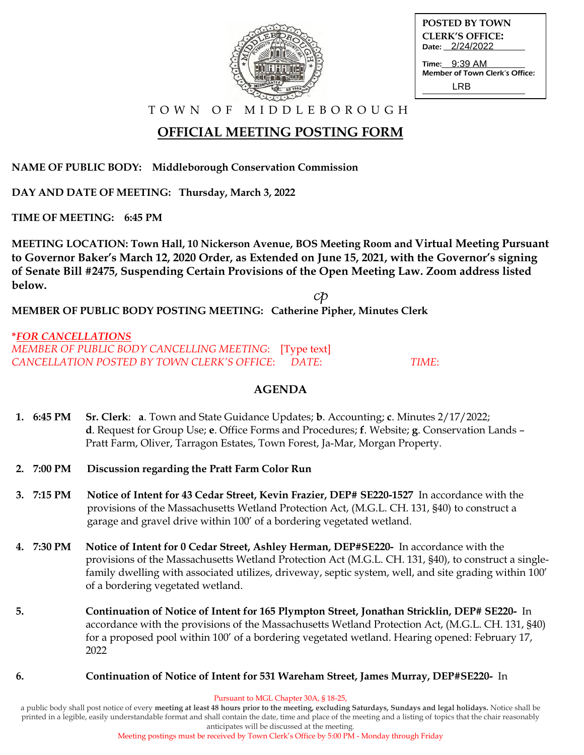POSTED BY TOWN CLERK'S OFFICE:
Date: 2/24/2022
Time: 9:39 AM
Member of Town Clerk's Office: LRB

TOWN OF MIDDLEBOROUGH

# OFFICIAL MEETING POSTING FORM

**NAME OF PUBLIC BODY: Middleborough Conservation Commission**

**DAY AND DATE OF MEETING: Thursday, March 3, 2022**

**TIME OF MEETING: 6:45 PM**

**MEETING LOCATION: Town Hall, 10 Nickerson Avenue, BOS Meeting Room and Virtual Meeting Pursuant to Governor Baker's March 12, 2020 Order, as Extended on June 15, 2021, with the Governor's signing of Senate Bill #2475, Suspending Certain Provisions of the Open Meeting Law. Zoom address listed below.**

cp

**MEMBER OF PUBLIC BODY POSTING MEETING: Catherine Pipher, Minutes Clerk**

***FOR CANCELLATIONS***
*MEMBER OF PUBLIC BODY CANCELLING MEETING:* [Type text]
*CANCELLATION POSTED BY TOWN CLERK'S OFFICE: DATE: TIME:*

## AGENDA

1. **6:45 PM** **Sr. Clerk**: **a**. Town and State Guidance Updates; **b**. Accounting; **c**. Minutes 2/17/2022; **d**. Request for Group Use; **e**. Office Forms and Procedures; **f**. Website; **g**. Conservation Lands – Pratt Farm, Oliver, Tarragon Estates, Town Forest, Ja-Mar, Morgan Property.

2. **7:00 PM** **Discussion regarding the Pratt Farm Color Run**

3. **7:15 PM** **Notice of Intent for 43 Cedar Street, Kevin Frazier, DEP# SE220-1527** In accordance with the provisions of the Massachusetts Wetland Protection Act, (M.G.L. CH. 131, §40) to construct a garage and gravel drive within 100' of a bordering vegetated wetland.

4. **7:30 PM** **Notice of Intent for 0 Cedar Street, Ashley Herman, DEP#SE220-** In accordance with the provisions of the Massachusetts Wetland Protection Act (M.G.L. CH. 131, §40), to construct a single-family dwelling with associated utilizes, driveway, septic system, well, and site grading within 100' of a bordering vegetated wetland.

5. **Continuation of Notice of Intent for 165 Plympton Street, Jonathan Stricklin, DEP# SE220-** In accordance with the provisions of the Massachusetts Wetland Protection Act, (M.G.L. CH. 131, §40) for a proposed pool within 100' of a bordering vegetated wetland. Hearing opened: February 17, 2022

6. **Continuation of Notice of Intent for 531 Wareham Street, James Murray, DEP#SE220-** In

Pursuant to MGL Chapter 30A, § 18-25,
a public body shall post notice of every **meeting at least 48 hours prior to the meeting, excluding Saturdays, Sundays and legal holidays.** Notice shall be printed in a legible, easily understandable format and shall contain the date, time and place of the meeting and a listing of topics that the chair reasonably anticipates will be discussed at the meeting.
Meeting postings must be received by Town Clerk's Office by 5:00 PM - Monday through Friday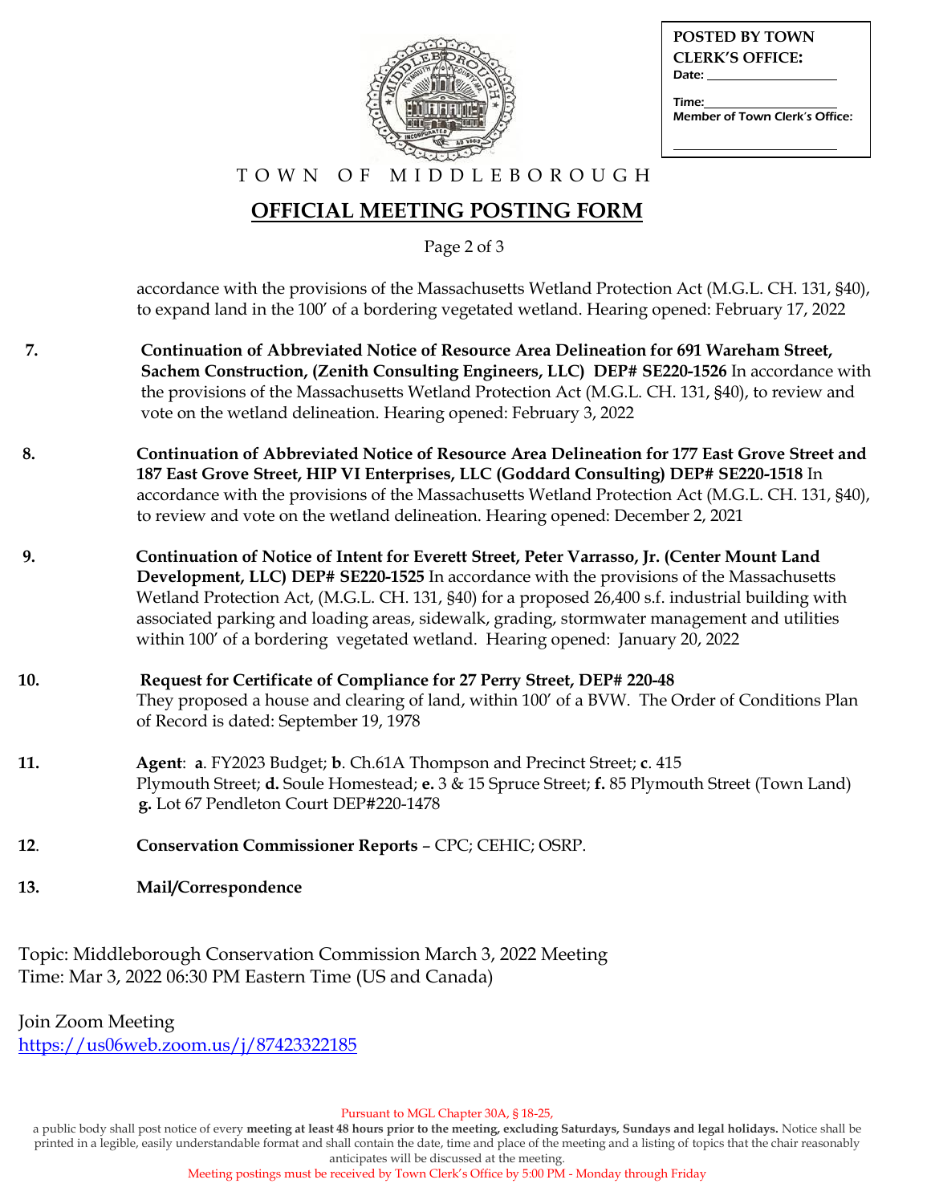POSTED BY TOWN CLERK'S OFFICE:
Date: ___________
Time: ___________
Member of Town Clerk's Office:
___________

TOWN OF MIDDLEBOROUGH

## OFFICIAL MEETING POSTING FORM

accordance with the provisions of the Massachusetts Wetland Protection Act (M.G.L. CH. 131, §40), to expand land in the 100' of a bordering vegetated wetland. Hearing opened: February 17, 2022

7. **Continuation of Abbreviated Notice of Resource Area Delineation for 691 Wareham Street, Sachem Construction, (Zenith Consulting Engineers, LLC) DEP# SE220-1526** In accordance with the provisions of the Massachusetts Wetland Protection Act (M.G.L. CH. 131, §40), to review and vote on the wetland delineation. Hearing opened: February 3, 2022

8. **Continuation of Abbreviated Notice of Resource Area Delineation for 177 East Grove Street and 187 East Grove Street, HIP VI Enterprises, LLC (Goddard Consulting) DEP# SE220-1518** In accordance with the provisions of the Massachusetts Wetland Protection Act (M.G.L. CH. 131, §40), to review and vote on the wetland delineation. Hearing opened: December 2, 2021

9. **Continuation of Notice of Intent for Everett Street, Peter Varrasso, Jr. (Center Mount Land Development, LLC) DEP# SE220-1525** In accordance with the provisions of the Massachusetts Wetland Protection Act, (M.G.L. CH. 131, §40) for a proposed 26,400 s.f. industrial building with associated parking and loading areas, sidewalk, grading, stormwater management and utilities within 100' of a bordering vegetated wetland. Hearing opened: January 20, 2022

10. **Request for Certificate of Compliance for 27 Perry Street, DEP# 220-48**
    They proposed a house and clearing of land, within 100' of a BVW. The Order of Conditions Plan of Record is dated: September 19, 1978

11. **Agent**: **a**. FY2023 Budget; **b**. Ch.61A Thompson and Precinct Street; **c**. 415 Plymouth Street; **d.** Soule Homestead; **e.** 3 & 15 Spruce Street; **f.** 85 Plymouth Street (Town Land) **g.** Lot 67 Pendleton Court DEP#220-1478

12. **Conservation Commissioner Reports** – CPC; CEHIC; OSRP.

13. **Mail/Correspondence**

Topic: Middleborough Conservation Commission March 3, 2022 Meeting
Time: Mar 3, 2022 06:30 PM Eastern Time (US and Canada)

Join Zoom Meeting
https://us06web.zoom.us/j/87423322185

Pursuant to MGL Chapter 30A, § 18-25,
a public body shall post notice of every **meeting at least 48 hours prior to the meeting, excluding Saturdays, Sundays and legal holidays.** Notice shall be printed in a legible, easily understandable format and shall contain the date, time and place of the meeting and a listing of topics that the chair reasonably anticipates will be discussed at the meeting.
Meeting postings must be received by Town Clerk's Office by 5:00 PM - Monday through Friday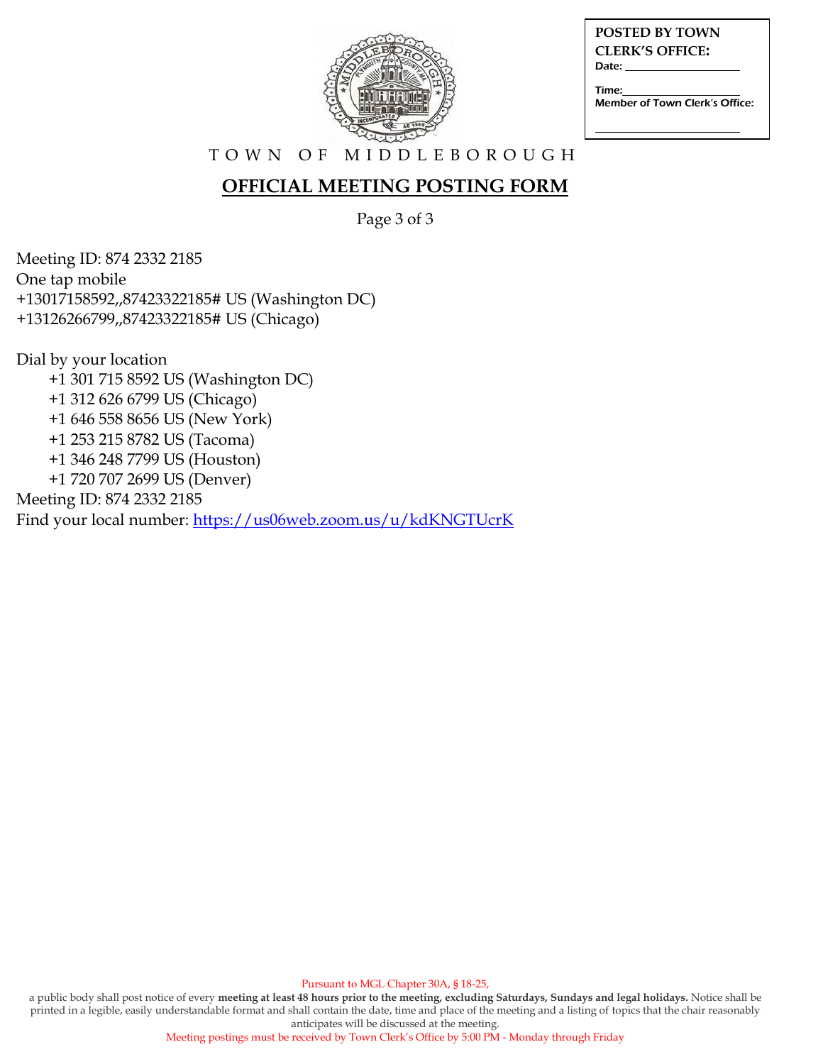POSTED BY TOWN CLERK'S OFFICE:
Date: ___________________
Time: ___________________
Member of Town Clerk's Office:
___________________

TOWN OF MIDDLEBOROUGH

# OFFICIAL MEETING POSTING FORM

Page 3 of 3

Meeting ID: 874 2332 2185
One tap mobile
+13017158592,,87423322185# US (Washington DC)
+13126266799,,87423322185# US (Chicago)

Dial by your location
- +1 301 715 8592 US (Washington DC)
- +1 312 626 6799 US (Chicago)
- +1 646 558 8656 US (New York)
- +1 253 215 8782 US (Tacoma)
- +1 346 248 7799 US (Houston)
- +1 720 707 2699 US (Denver)

Meeting ID: 874 2332 2185
Find your local number: https://us06web.zoom.us/u/kdKNGTUcrK

Pursuant to MGL Chapter 30A, § 18-25,
a public body shall post notice of every **meeting at least 48 hours prior to the meeting, excluding Saturdays, Sundays and legal holidays.** Notice shall be printed in a legible, easily understandable format and shall contain the date, time and place of the meeting and a listing of topics that the chair reasonably anticipates will be discussed at the meeting.
Meeting postings must be received by Town Clerk's Office by 5:00 PM - Monday through Friday